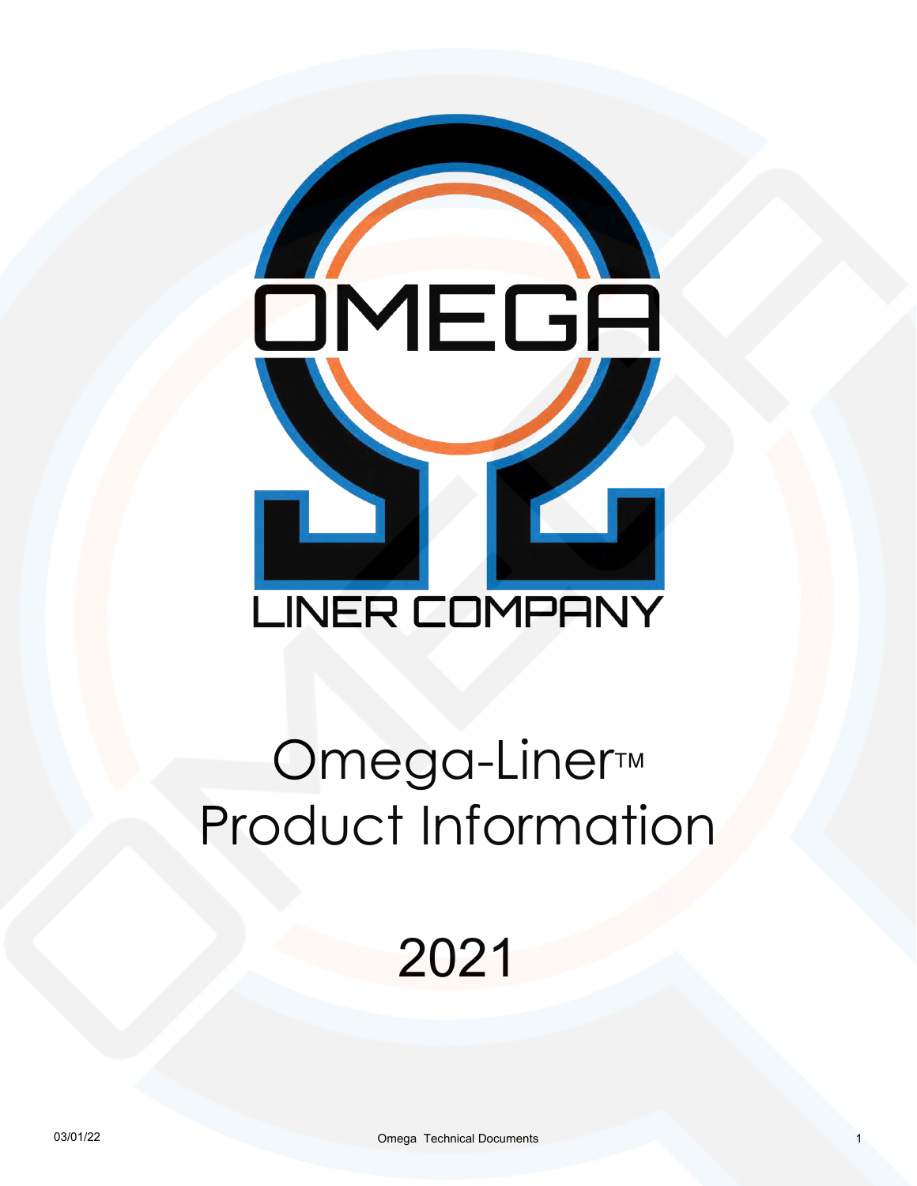OMEGA

LINER COMPANY

# Omega-Liner™ Product Information

2021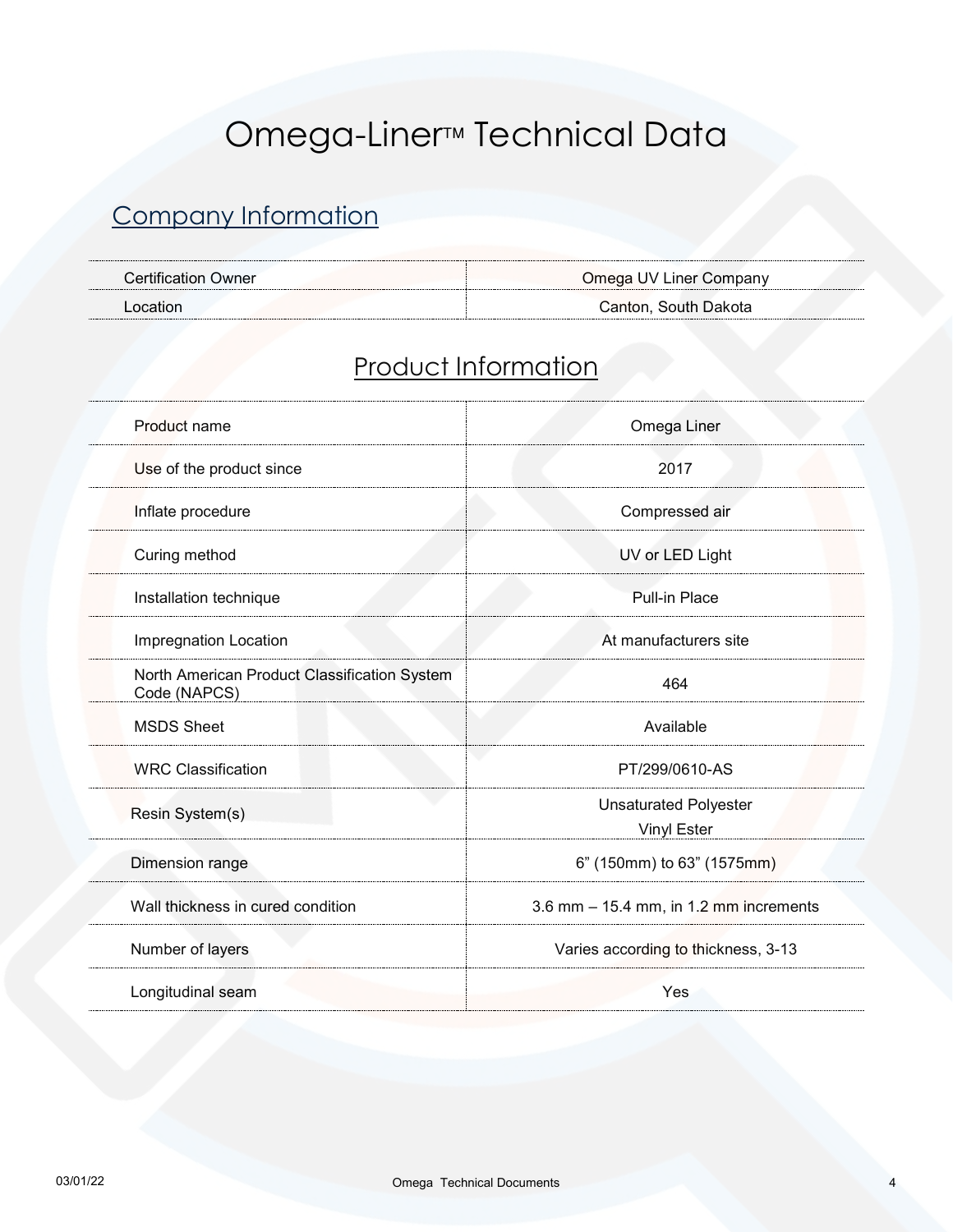# Omega-Liner™ Technical Data

## Company Information

| | |
|---|---|
| Certification Owner | Omega UV Liner Company |
| Location | Canton, South Dakota |

## Product Information

| | |
|---|---|
| Product name | Omega Liner |
| Use of the product since | 2017 |
| Inflate procedure | Compressed air |
| Curing method | UV or LED Light |
| Installation technique | Pull-in Place |
| Impregnation Location | At manufacturers site |
| North American Product Classification System Code (NAPCS) | 464 |
| MSDS Sheet | Available |
| WRC Classification | PT/299/0610-AS |
| Resin System(s) | Unsaturated Polyester<br>Vinyl Ester |
| Dimension range | 6" (150mm) to 63" (1575mm) |
| Wall thickness in cured condition | 3.6 mm – 15.4 mm, in 1.2 mm increments |
| Number of layers | Varies according to thickness, 3-13 |
| Longitudinal seam | Yes |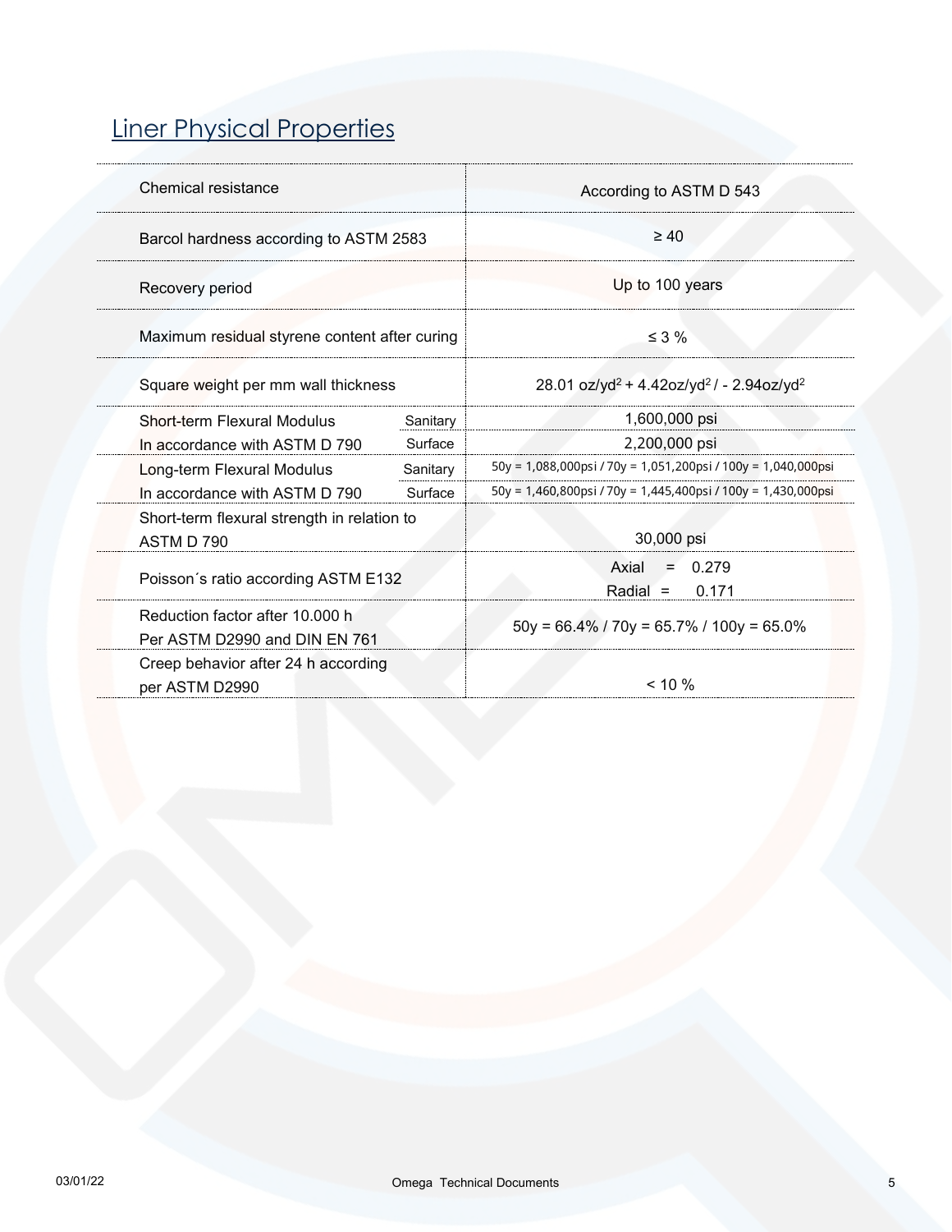## Liner Physical Properties

| | | |
|---|---|---|
| Chemical resistance | | According to ASTM D 543 |
| Barcol hardness according to ASTM 2583 | | ≥ 40 |
| Recovery period | | Up to 100 years |
| Maximum residual styrene content after curing | | ≤ 3 % |
| Square weight per mm wall thickness | | 28.01 oz/yd$^2$ + 4.42oz/yd$^2$ / - 2.94oz/yd$^2$ |
| Short-term Flexural Modulus | Sanitary | 1,600,000 psi |
| In accordance with ASTM D 790 | Surface | 2,200,000 psi |
| Long-term Flexural Modulus | Sanitary | 50y = 1,088,000psi / 70y = 1,051,200psi / 100y = 1,040,000psi |
| In accordance with ASTM D 790 | Surface | 50y = 1,460,800psi / 70y = 1,445,400psi / 100y = 1,430,000psi |
| Short-term flexural strength in relation to ASTM D 790 | | 30,000 psi |
| Poisson´s ratio according ASTM E132 | | Axial = 0.279<br>Radial = 0.171 |
| Reduction factor after 10.000 h Per ASTM D2990 and DIN EN 761 | | 50y = 66.4% / 70y = 65.7% / 100y = 65.0% |
| Creep behavior after 24 h according per ASTM D2990 | | < 10 % |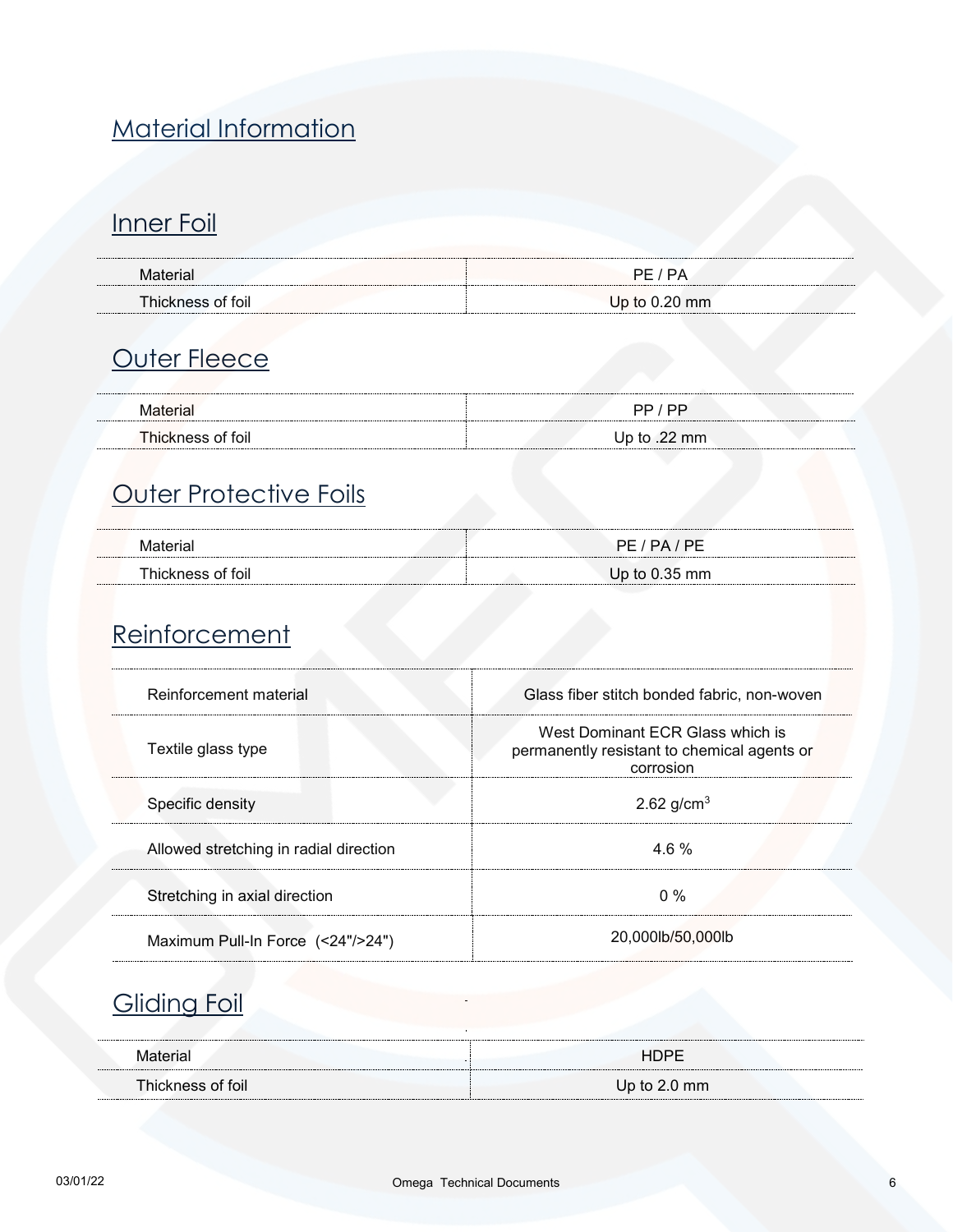# Material Information

## Inner Foil

| Material | PE / PA |
|---|---|
| Thickness of foil | Up to 0.20 mm |

## Outer Fleece

| Material | PP / PP |
|---|---|
| Thickness of foil | Up to .22 mm |

## Outer Protective Foils

| Material | PE / PA / PE |
|---|---|
| Thickness of foil | Up to 0.35 mm |

## Reinforcement

| Reinforcement material | Glass fiber stitch bonded fabric, non-woven |
|---|---|
| Textile glass type | West Dominant ECR Glass which is permanently resistant to chemical agents or corrosion |
| Specific density | 2.62 g/cm$^3$ |
| Allowed stretching in radial direction | 4.6 % |
| Stretching in axial direction | 0 % |
| Maximum Pull-In Force (<24"/>24") | 20,000lb/50,000lb |

## Gliding Foil

| Material | HDPE |
|---|---|
| Thickness of foil | Up to 2.0 mm |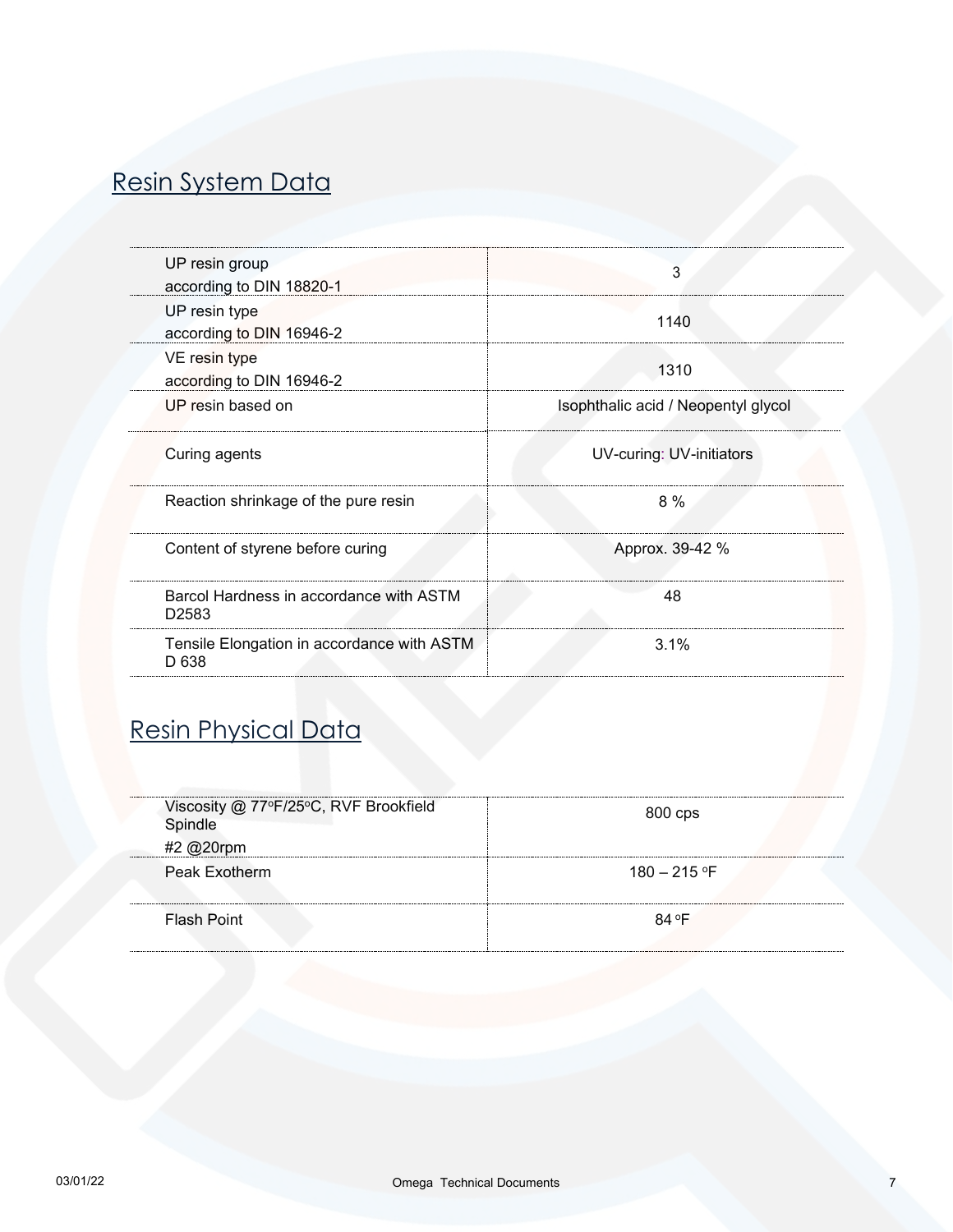## Resin System Data

| | |
|---|---|
| UP resin group according to DIN 18820-1 | 3 |
| UP resin type according to DIN 16946-2 | 1140 |
| VE resin type according to DIN 16946-2 | 1310 |
| UP resin based on | Isophthalic acid / Neopentyl glycol |
| Curing agents | UV-curing: UV-initiators |
| Reaction shrinkage of the pure resin | 8 % |
| Content of styrene before curing | Approx. 39-42 % |
| Barcol Hardness in accordance with ASTM D2583 | 48 |
| Tensile Elongation in accordance with ASTM D 638 | 3.1% |

## Resin Physical Data

| | |
|---|---|
| Viscosity @ 77°F/25°C, RVF Brookfield Spindle #2 @20rpm | 800 cps |
| Peak Exotherm | 180 – 215 °F |
| Flash Point | 84 °F |